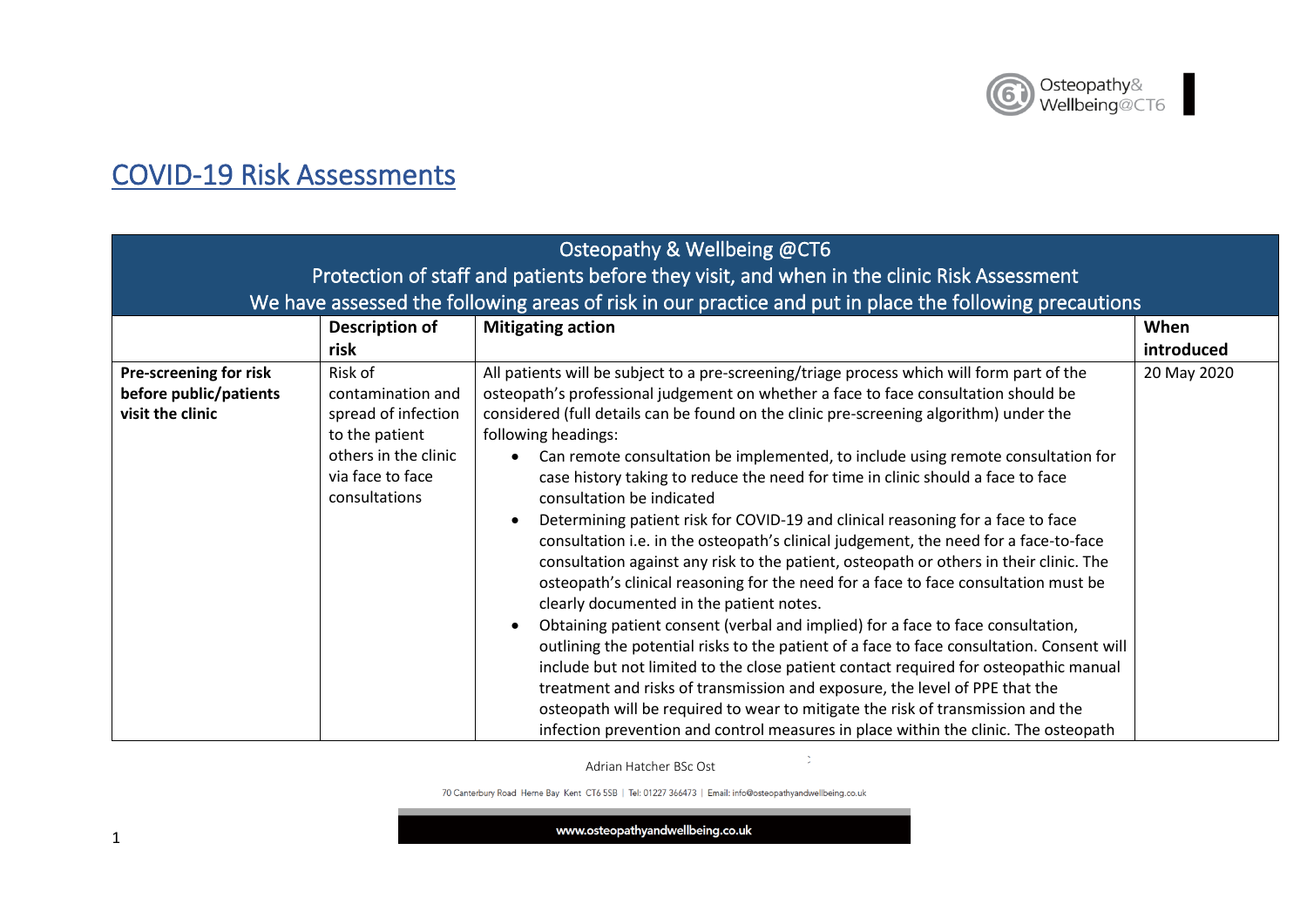# COVID-19 Risk Assessments

| Osteopathy & Wellbeing @CT6<br>Protection of staff and patients before they visit, and when in the clinic Risk Assessment<br>We have assessed the following areas of risk in our practice and put in place the following precautions | | | |
|---|---|---|---|
| | **Description of risk** | **Mitigating action** | **When introduced** |
| **Pre-screening for risk before public/patients visit the clinic** | Risk of contamination and spread of infection to the patient others in the clinic via face to face consultations | All patients will be subject to a pre-screening/triage process which will form part of the osteopath's professional judgement on whether a face to face consultation should be considered (full details can be found on the clinic pre-screening algorithm) under the following headings:<br>• Can remote consultation be implemented, to include using remote consultation for case history taking to reduce the need for time in clinic should a face to face consultation be indicated<br>• Determining patient risk for COVID-19 and clinical reasoning for a face to face consultation i.e. in the osteopath's clinical judgement, the need for a face-to-face consultation against any risk to the patient, osteopath or others in their clinic. The osteopath's clinical reasoning for the need for a face to face consultation must be clearly documented in the patient notes.<br>• Obtaining patient consent (verbal and implied) for a face to face consultation, outlining the potential risks to the patient of a face to face consultation. Consent will include but not limited to the close patient contact required for osteopathic manual treatment and risks of transmission and exposure, the level of PPE that the osteopath will be required to wear to mitigate the risk of transmission and the infection prevention and control measures in place within the clinic. The osteopath | 20 May 2020 |

Adrian Hatcher BSc Ost

70 Canterbury Road Herne Bay Kent CT6 5SB | Tel: 01227 366473 | Email: info@osteopathyandwellbeing.co.uk

www.osteopathyandwellbeing.co.uk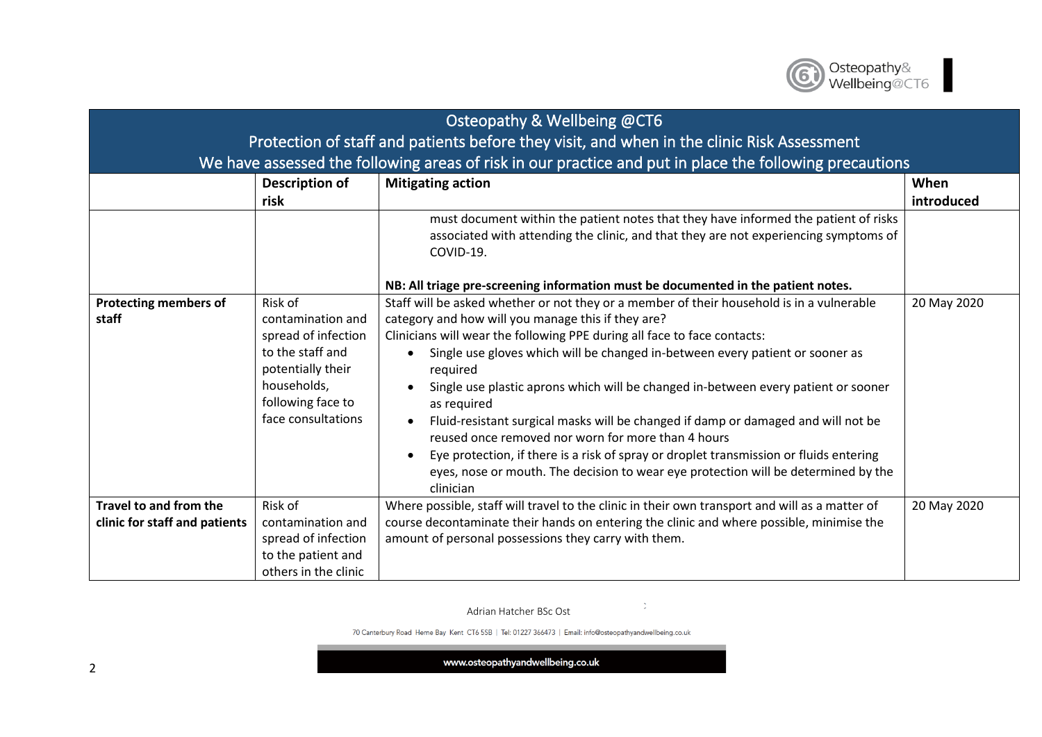| Osteopathy & Wellbeing @CT6<br>Protection of staff and patients before they visit, and when in the clinic Risk Assessment<br>We have assessed the following areas of risk in our practice and put in place the following precautions | | | |
|---|---|---|---|
| | **Description of risk** | **Mitigating action** | **When introduced** |
| | | must document within the patient notes that they have informed the patient of risks associated with attending the clinic, and that they are not experiencing symptoms of COVID-19.<br><br>**NB: All triage pre-screening information must be documented in the patient notes.** | |
| **Protecting members of staff** | Risk of contamination and spread of infection to the staff and potentially their households, following face to face consultations | Staff will be asked whether or not they or a member of their household is in a vulnerable category and how will you manage this if they are?<br>Clinicians will wear the following PPE during all face to face contacts:<br>• Single use gloves which will be changed in-between every patient or sooner as required<br>• Single use plastic aprons which will be changed in-between every patient or sooner as required<br>• Fluid-resistant surgical masks will be changed if damp or damaged and will not be reused once removed nor worn for more than 4 hours<br>• Eye protection, if there is a risk of spray or droplet transmission or fluids entering eyes, nose or mouth. The decision to wear eye protection will be determined by the clinician | 20 May 2020 |
| **Travel to and from the clinic for staff and patients** | Risk of contamination and spread of infection to the patient and others in the clinic | Where possible, staff will travel to the clinic in their own transport and will as a matter of course decontaminate their hands on entering the clinic and where possible, minimise the amount of personal possessions they carry with them. | 20 May 2020 |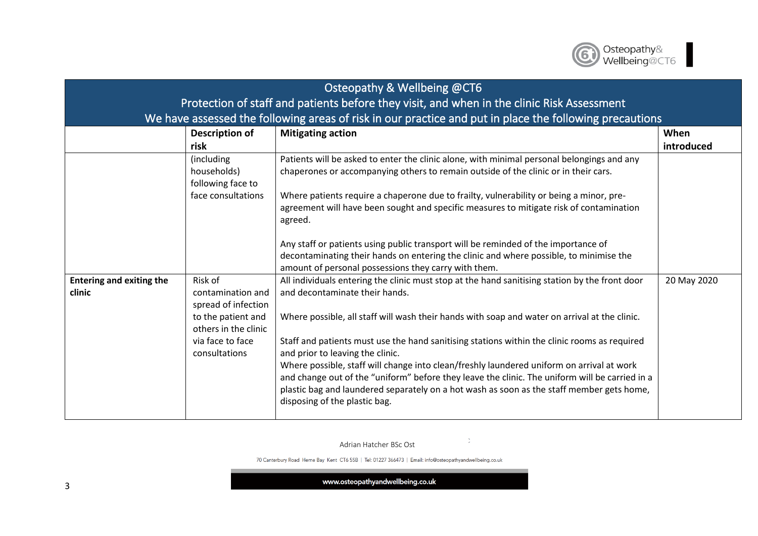| Osteopathy & Wellbeing @CT6<br>Protection of staff and patients before they visit, and when in the clinic Risk Assessment<br>We have assessed the following areas of risk in our practice and put in place the following precautions | | | |
|---|---|---|---|
| | **Description of risk** | **Mitigating action** | **When introduced** |
| | (including households) following face to face consultations | Patients will be asked to enter the clinic alone, with minimal personal belongings and any chaperones or accompanying others to remain outside of the clinic or in their cars.<br><br>Where patients require a chaperone due to frailty, vulnerability or being a minor, pre-agreement will have been sought and specific measures to mitigate risk of contamination agreed.<br><br>Any staff or patients using public transport will be reminded of the importance of decontaminating their hands on entering the clinic and where possible, to minimise the amount of personal possessions they carry with them. | |
| **Entering and exiting the clinic** | Risk of contamination and spread of infection to the patient and others in the clinic via face to face consultations | All individuals entering the clinic must stop at the hand sanitising station by the front door and decontaminate their hands.<br><br>Where possible, all staff will wash their hands with soap and water on arrival at the clinic.<br><br>Staff and patients must use the hand sanitising stations within the clinic rooms as required and prior to leaving the clinic.<br>Where possible, staff will change into clean/freshly laundered uniform on arrival at work and change out of the "uniform" before they leave the clinic. The uniform will be carried in a plastic bag and laundered separately on a hot wash as soon as the staff member gets home, disposing of the plastic bag. | 20 May 2020 |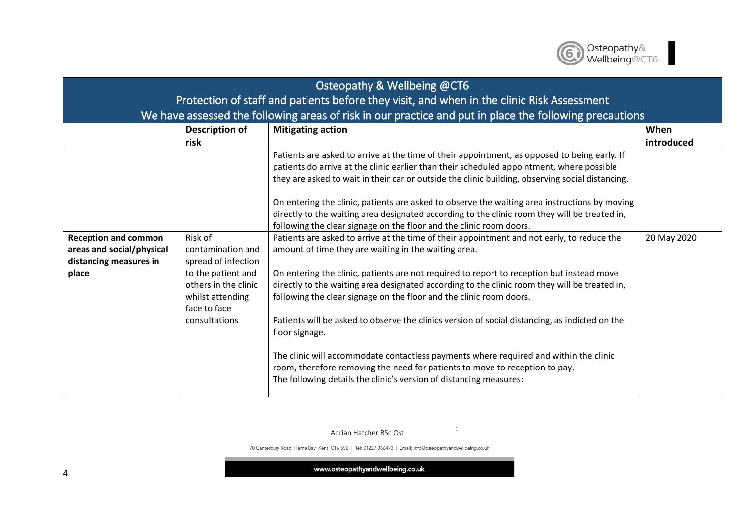| Osteopathy & Wellbeing @CT6<br>Protection of staff and patients before they visit, and when in the clinic Risk Assessment<br>We have assessed the following areas of risk in our practice and put in place the following precautions | | | |
|---|---|---|---|
| | **Description of risk** | **Mitigating action** | **When introduced** |
| | | Patients are asked to arrive at the time of their appointment, as opposed to being early. If patients do arrive at the clinic earlier than their scheduled appointment, where possible they are asked to wait in their car or outside the clinic building, observing social distancing.<br><br>On entering the clinic, patients are asked to observe the waiting area instructions by moving directly to the waiting area designated according to the clinic room they will be treated in, following the clear signage on the floor and the clinic room doors. | |
| **Reception and common areas and social/physical distancing measures in place** | Risk of contamination and spread of infection to the patient and others in the clinic whilst attending face to face consultations | Patients are asked to arrive at the time of their appointment and not early, to reduce the amount of time they are waiting in the waiting area.<br><br>On entering the clinic, patients are not required to report to reception but instead move directly to the waiting area designated according to the clinic room they will be treated in, following the clear signage on the floor and the clinic room doors.<br><br>Patients will be asked to observe the clinics version of social distancing, as indicted on the floor signage.<br><br>The clinic will accommodate contactless payments where required and within the clinic room, therefore removing the need for patients to move to reception to pay.<br>The following details the clinic's version of distancing measures: | 20 May 2020 |

Adrian Hatcher BSc Ost

70 Canterbury Road Herne Bay Kent CT6 5SB | Tel: 01227 366473 | Email: info@osteopathyandwellbeing.co.uk

www.osteopathyandwellbeing.co.uk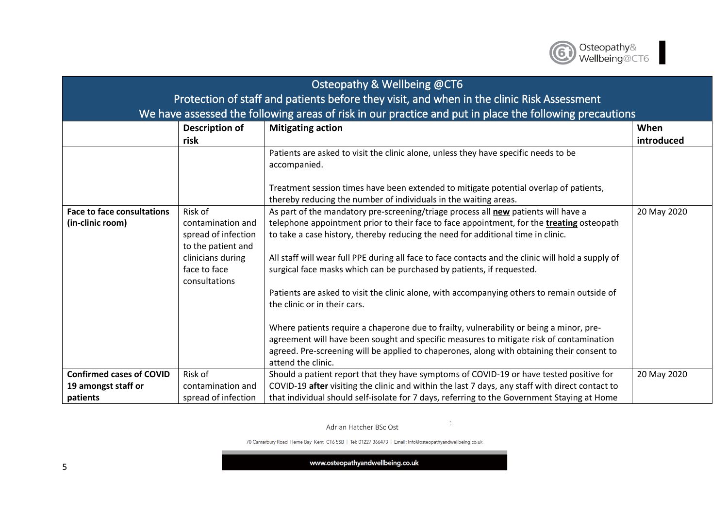| Osteopathy & Wellbeing @CT6<br>Protection of staff and patients before they visit, and when in the clinic Risk Assessment<br>We have assessed the following areas of risk in our practice and put in place the following precautions | | | |
|---|---|---|---|
| | **Description of risk** | **Mitigating action** | **When introduced** |
| | | Patients are asked to visit the clinic alone, unless they have specific needs to be accompanied.<br><br>Treatment session times have been extended to mitigate potential overlap of patients, thereby reducing the number of individuals in the waiting areas. | |
| **Face to face consultations (in-clinic room)** | Risk of contamination and spread of infection to the patient and clinicians during face to face consultations | As part of the mandatory pre-screening/triage process all **new** patients will have a telephone appointment prior to their face to face appointment, for the **treating** osteopath to take a case history, thereby reducing the need for additional time in clinic.<br><br>All staff will wear full PPE during all face to face contacts and the clinic will hold a supply of surgical face masks which can be purchased by patients, if requested.<br><br>Patients are asked to visit the clinic alone, with accompanying others to remain outside of the clinic or in their cars.<br><br>Where patients require a chaperone due to frailty, vulnerability or being a minor, pre-agreement will have been sought and specific measures to mitigate risk of contamination agreed. Pre-screening will be applied to chaperones, along with obtaining their consent to attend the clinic. | 20 May 2020 |
| **Confirmed cases of COVID 19 amongst staff or patients** | Risk of contamination and spread of infection | Should a patient report that they have symptoms of COVID-19 or have tested positive for COVID-19 **after** visiting the clinic and within the last 7 days, any staff with direct contact to that individual should self-isolate for 7 days, referring to the Government Staying at Home | 20 May 2020 |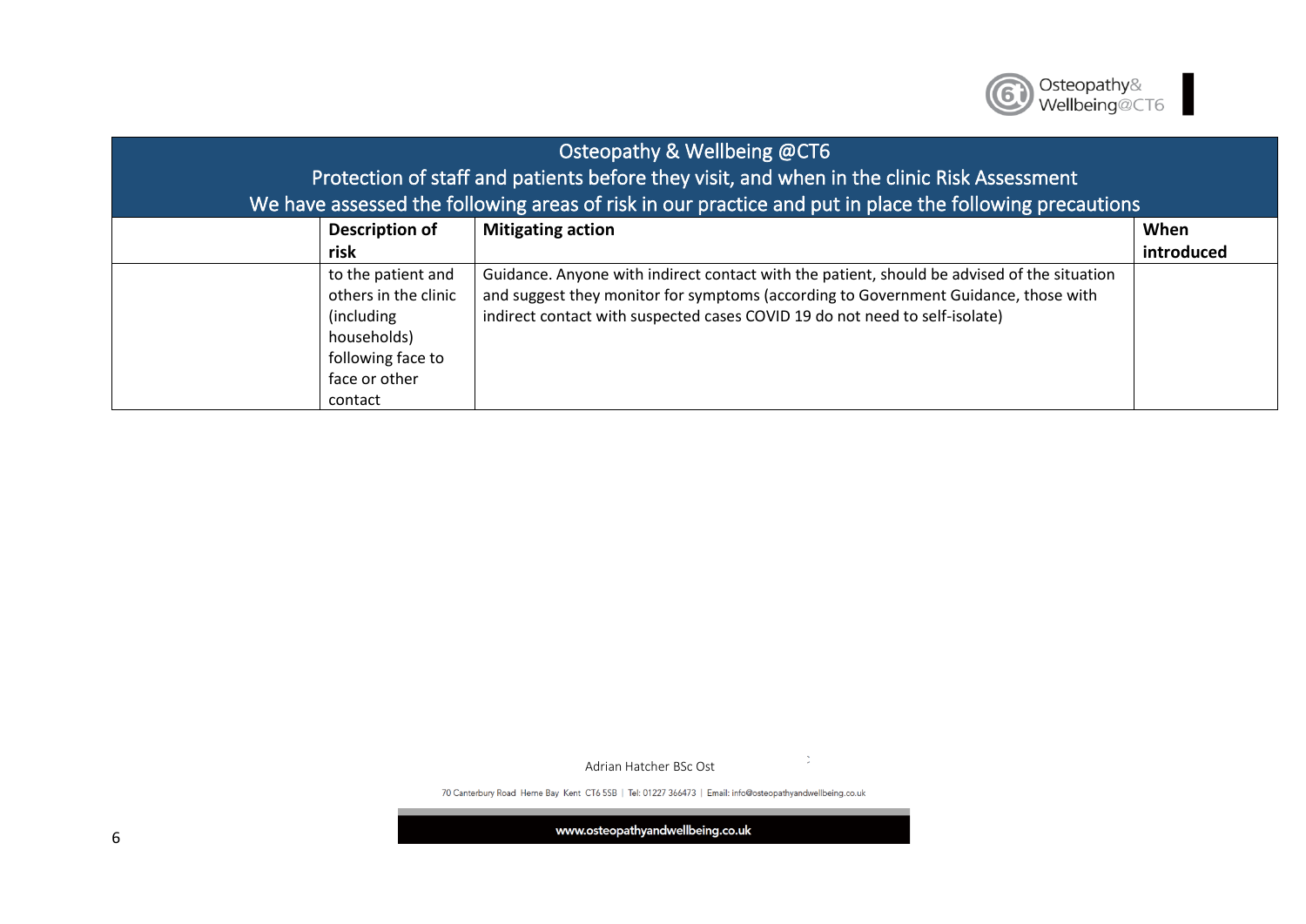## Osteopathy & Wellbeing @CT6

### Protection of staff and patients before they visit, and when in the clinic Risk Assessment

### We have assessed the following areas of risk in our practice and put in place the following precautions

| | Description of risk | Mitigating action | When introduced |
|---|---|---|---|
| | to the patient and others in the clinic (including households) following face to face or other contact | Guidance. Anyone with indirect contact with the patient, should be advised of the situation and suggest they monitor for symptoms (according to Government Guidance, those with indirect contact with suspected cases COVID 19 do not need to self-isolate) | |

Adrian Hatcher BSc Ost

70 Canterbury Road Herne Bay Kent CT6 5SB | Tel: 01227 366473 | Email: info@osteopathyandwellbeing.co.uk

www.osteopathyandwellbeing.co.uk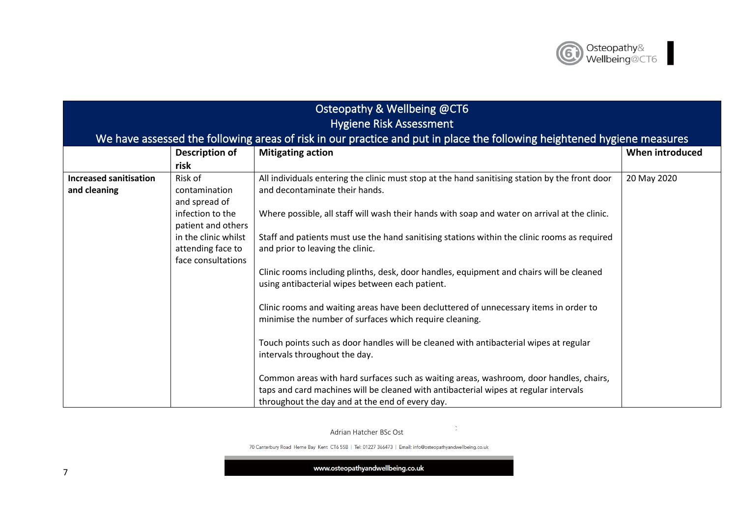| Osteopathy & Wellbeing @CT6<br>Hygiene Risk Assessment<br>We have assessed the following areas of risk in our practice and put in place the following heightened hygiene measures | | | |
|---|---|---|---|
| | **Description of risk** | **Mitigating action** | **When introduced** |
| **Increased sanitisation and cleaning** | Risk of contamination and spread of infection to the patient and others in the clinic whilst attending face to face consultations | All individuals entering the clinic must stop at the hand sanitising station by the front door and decontaminate their hands.<br><br>Where possible, all staff will wash their hands with soap and water on arrival at the clinic.<br><br>Staff and patients must use the hand sanitising stations within the clinic rooms as required and prior to leaving the clinic.<br><br>Clinic rooms including plinths, desk, door handles, equipment and chairs will be cleaned using antibacterial wipes between each patient.<br><br>Clinic rooms and waiting areas have been decluttered of unnecessary items in order to minimise the number of surfaces which require cleaning.<br><br>Touch points such as door handles will be cleaned with antibacterial wipes at regular intervals throughout the day.<br><br>Common areas with hard surfaces such as waiting areas, washroom, door handles, chairs, taps and card machines will be cleaned with antibacterial wipes at regular intervals throughout the day and at the end of every day. | 20 May 2020 |

Adrian Hatcher BSc Ost

70 Canterbury Road Herne Bay Kent CT6 5SB | Tel: 01227 366473 | Email: info@osteopathyandwellbeing.co.uk

www.osteopathyandwellbeing.co.uk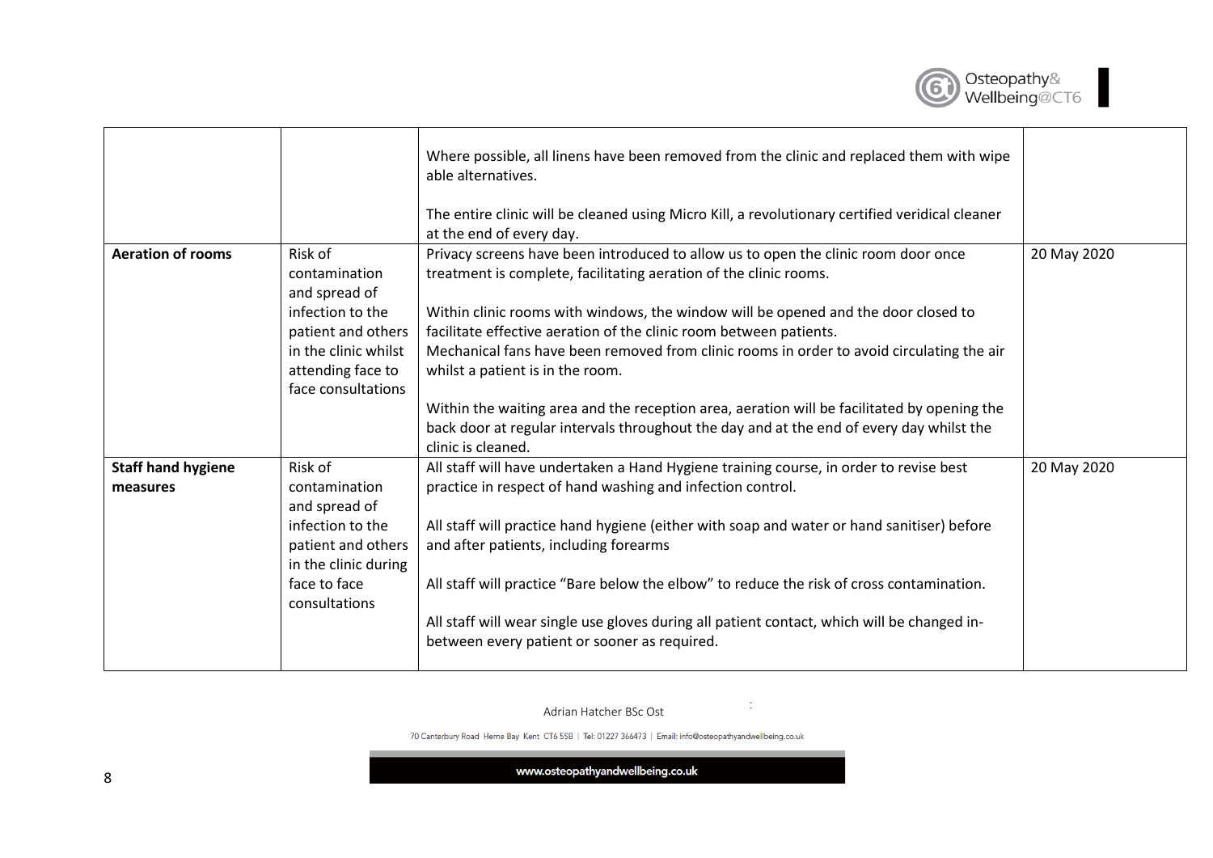| | | | |
|---|---|---|---|
| | | Where possible, all linens have been removed from the clinic and replaced them with wipe able alternatives.<br><br>The entire clinic will be cleaned using Micro Kill, a revolutionary certified veridical cleaner at the end of every day. | |
| **Aeration of rooms** | Risk of contamination and spread of infection to the patient and others in the clinic whilst attending face to face consultations | Privacy screens have been introduced to allow us to open the clinic room door once treatment is complete, facilitating aeration of the clinic rooms.<br><br>Within clinic rooms with windows, the window will be opened and the door closed to facilitate effective aeration of the clinic room between patients.<br>Mechanical fans have been removed from clinic rooms in order to avoid circulating the air whilst a patient is in the room.<br><br>Within the waiting area and the reception area, aeration will be facilitated by opening the back door at regular intervals throughout the day and at the end of every day whilst the clinic is cleaned. | 20 May 2020 |
| **Staff hand hygiene measures** | Risk of contamination and spread of infection to the patient and others in the clinic during face to face consultations | All staff will have undertaken a Hand Hygiene training course, in order to revise best practice in respect of hand washing and infection control.<br><br>All staff will practice hand hygiene (either with soap and water or hand sanitiser) before and after patients, including forearms<br><br>All staff will practice "Bare below the elbow" to reduce the risk of cross contamination.<br><br>All staff will wear single use gloves during all patient contact, which will be changed in-between every patient or sooner as required. | 20 May 2020 |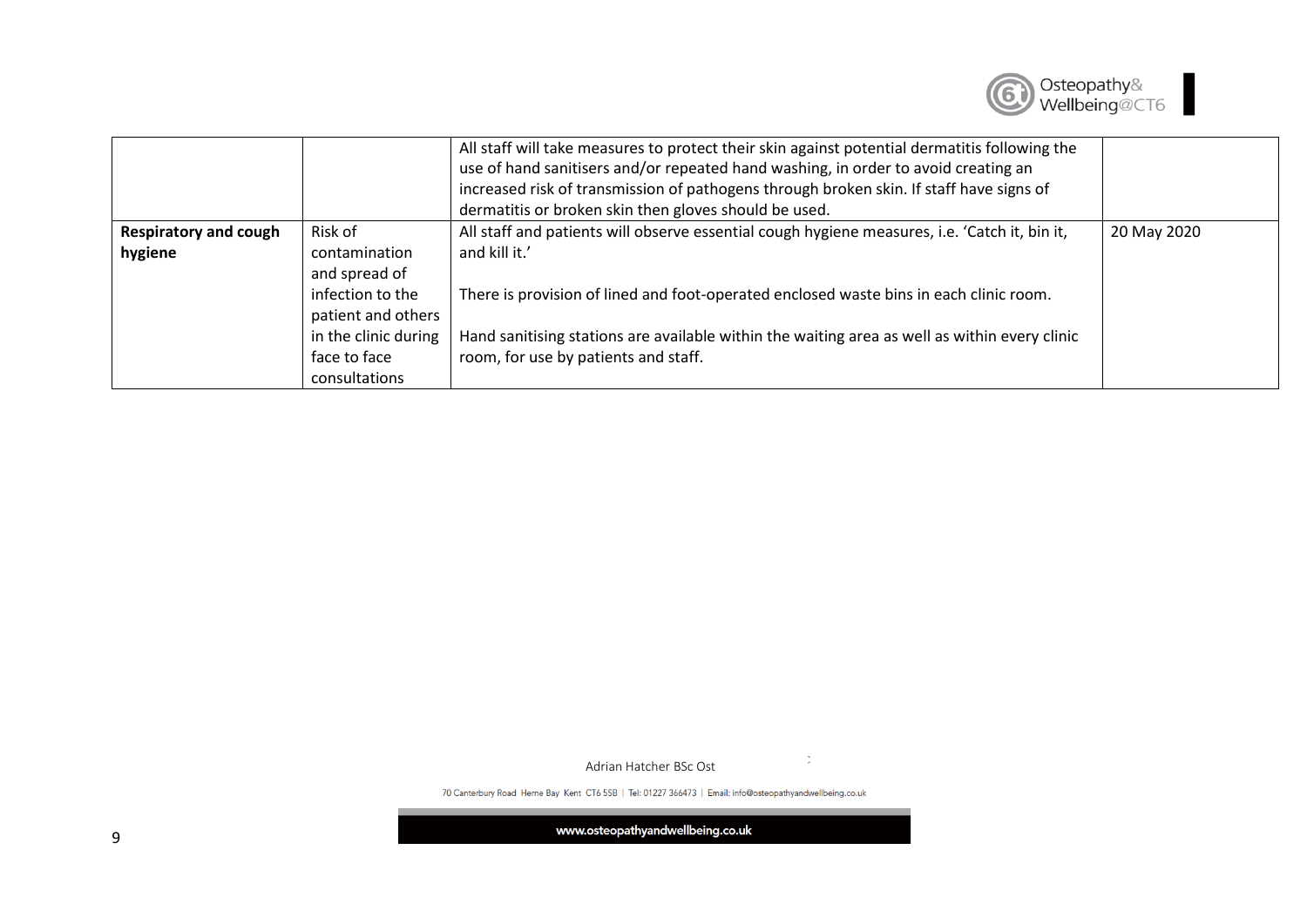| | | | |
|---|---|---|---|
| | | All staff will take measures to protect their skin against potential dermatitis following the use of hand sanitisers and/or repeated hand washing, in order to avoid creating an increased risk of transmission of pathogens through broken skin. If staff have signs of dermatitis or broken skin then gloves should be used. | |
| **Respiratory and cough hygiene** | Risk of contamination and spread of infection to the patient and others in the clinic during face to face consultations | All staff and patients will observe essential cough hygiene measures, i.e. 'Catch it, bin it, and kill it.'<br><br>There is provision of lined and foot-operated enclosed waste bins in each clinic room.<br><br>Hand sanitising stations are available within the waiting area as well as within every clinic room, for use by patients and staff. | 20 May 2020 |